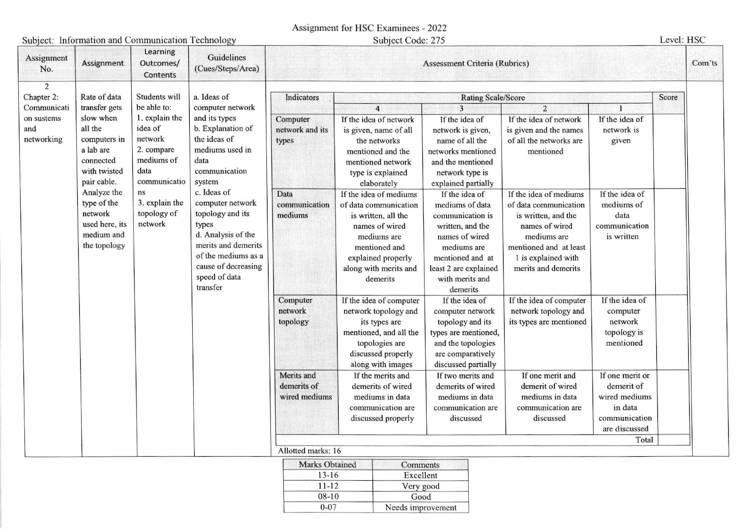# Assignment for HSC Examinees - 2022

Subject: Information and Communication Technology | Subject Code: 275 | Level: HSC

| Assignment No. | Assignment | Learning Outcomes/ Contents | Guidelines (Cues/Steps/Area) | Assessment Criteria (Rubrics) | Com'ts |
|---|---|---|---|---|---|
| 2<br>Chapter 2: Communication sustems and networking | Rate of data transfer gets slow when all the computers in a lab are connected with twisted pair cable. Analyze the type of the network used here, its medium and the topology | Students will be able to:<br>1. explain the idea of network<br>2. compare mediums of data communications<br>3. explain the topology of network | a. Ideas of computer network and its types<br>b. Explanation of the ideas of mediums used in data communication system<br>c. Ideas of computer network topology and its types<br>d. Analysis of the merits and demerits of the mediums as a cause of decreasing speed of data transfer | See rubric table below | |

| Indicators | Rating Scale/Score | | | | Score |
|---|---|---|---|---|---|
| | 4 | 3 | 2 | 1 | |
| Computer network and its types | If the idea of network is given, name of all the networks mentioned and the mentioned network type is explained elaborately | If the idea of network is given, name of all the networks mentioned and the mentioned network type is explained partially | If the idea of network is given and the names of all the networks are mentioned | If the idea of network is given | |
| Data communication mediums | If the idea of mediums of data communication is written, all the names of wired mediums are mentioned and explained properly along with merits and demerits | If the idea of mediums of data communication is written, and the names of wired mediums are mentioned and at least 2 are explained with merits and demerits | If the idea of mediums of data communication is written, and the names of wired mediums are mentioned and at least 1 is explained with merits and demerits | If the idea of mediums of data communication is written | |
| Computer network topology | If the idea of computer network topology and its types are mentioned, and all the topologies are discussed properly along with images | If the idea of computer network topology and its types are mentioned, and the topologies are comparatively discussed partially | If the idea of computer network topology and its types are mentioned | If the idea of computer network topology is mentioned | |
| Merits and demerits of wired mediums | If the merits and demerits of wired mediums in data communication are discussed properly | If two merits and demerits of wired mediums in data communication are discussed | If one merit and demerit of wired mediums in data communication are discussed | If one merit or demerit of wired mediums in data communication are discussed | |
| | | | | Total | |

Allotted marks: 16

| Marks Obtained | Comments |
|---|---|
| 13-16 | Excellent |
| 11-12 | Very good |
| 08-10 | Good |
| 0-07 | Needs improvement |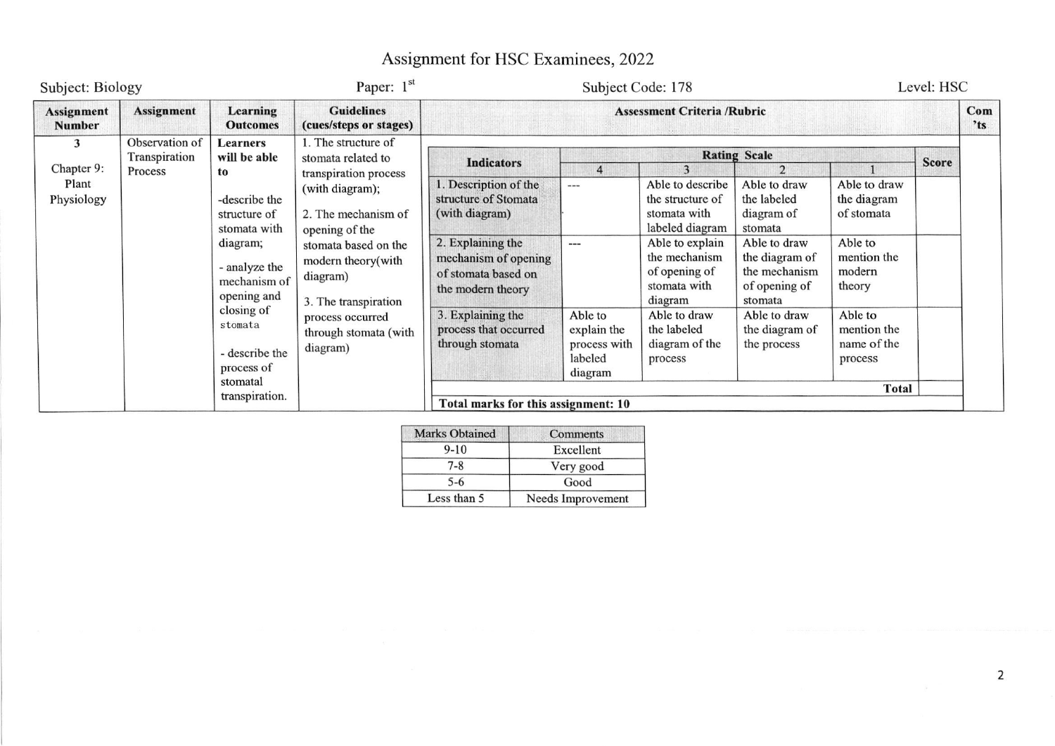# Assignment for HSC Examinees, 2022

Subject: Biology | Paper: 1st | Subject Code: 178 | Level: HSC

| Assignment Number | Assignment | Learning Outcomes | Guidelines (cues/steps or stages) | Assessment Criteria /Rubric | Com'ts |
|---|---|---|---|---|---|
| 3<br>Chapter 9: Plant Physiology | Observation of Transpiration Process | **Learners will be able to**<br>-describe the structure of stomata with diagram;<br>- analyze the mechanism of opening and closing of stomata<br>- describe the process of stomatal transpiration. | 1. The structure of stomata related to transpiration process (with diagram);<br>2. The mechanism of opening of the stomata based on the modern theory(with diagram)<br>3. The transpiration process occurred through stomata (with diagram) | See rubric below | |

| Indicators | Rating Scale | | | | Score |
|---|---|---|---|---|---|
| | 4 | 3 | 2 | 1 | |
| 1. Description of the structure of Stomata (with diagram) | --- | Able to describe the structure of stomata with labeled diagram | Able to draw the labeled diagram of stomata | Able to draw the diagram of stomata | |
| 2. Explaining the mechanism of opening of stomata based on the modern theory | --- | Able to explain the mechanism of opening of stomata with diagram | Able to draw the diagram of the mechanism of opening of stomata | Able to mention the modern theory | |
| 3. Explaining the process that occurred through stomata | Able to explain the process with labeled diagram | Able to draw the labeled diagram of the process | Able to draw the diagram of the process | Able to mention the name of the process | |
| | | | | **Total** | |
| **Total marks for this assignment: 10** | | | | | |

| Marks Obtained | Comments |
|---|---|
| 9-10 | Excellent |
| 7-8 | Very good |
| 5-6 | Good |
| Less than 5 | Needs Improvement |